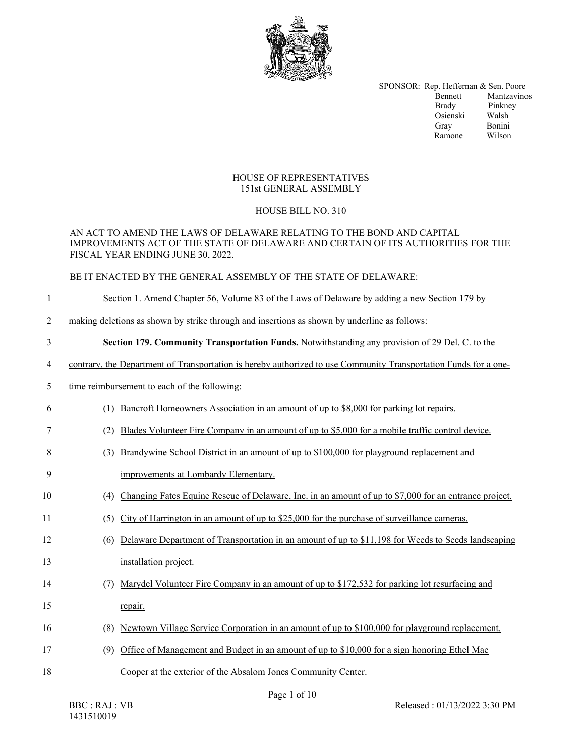SPONSOR: Rep. Heffernan & Sen. Poore
Bennett Mantzavinos
Brady Pinkney
Osienski Walsh
Gray Bonini
Ramone Wilson

HOUSE OF REPRESENTATIVES
151st GENERAL ASSEMBLY

HOUSE BILL NO. 310

AN ACT TO AMEND THE LAWS OF DELAWARE RELATING TO THE BOND AND CAPITAL IMPROVEMENTS ACT OF THE STATE OF DELAWARE AND CERTAIN OF ITS AUTHORITIES FOR THE FISCAL YEAR ENDING JUNE 30, 2022.

BE IT ENACTED BY THE GENERAL ASSEMBLY OF THE STATE OF DELAWARE:

1 Section 1. Amend Chapter 56, Volume 83 of the Laws of Delaware by adding a new Section 179 by
2 making deletions as shown by strike through and insertions as shown by underline as follows:
3 **Section 179. Community Transportation Funds.** Notwithstanding any provision of 29 Del. C. to the
4 contrary, the Department of Transportation is hereby authorized to use Community Transportation Funds for a one-
5 time reimbursement to each of the following:
6 (1) Bancroft Homeowners Association in an amount of up to $8,000 for parking lot repairs.
7 (2) Blades Volunteer Fire Company in an amount of up to $5,000 for a mobile traffic control device.
8 (3) Brandywine School District in an amount of up to $100,000 for playground replacement and
9 improvements at Lombardy Elementary.
10 (4) Changing Fates Equine Rescue of Delaware, Inc. in an amount of up to $7,000 for an entrance project.
11 (5) City of Harrington in an amount of up to $25,000 for the purchase of surveillance cameras.
12 (6) Delaware Department of Transportation in an amount of up to $11,198 for Weeds to Seeds landscaping
13 installation project.
14 (7) Marydel Volunteer Fire Company in an amount of up to $172,532 for parking lot resurfacing and
15 repair.
16 (8) Newtown Village Service Corporation in an amount of up to $100,000 for playground replacement.
17 (9) Office of Management and Budget in an amount of up to $10,000 for a sign honoring Ethel Mae
18 Cooper at the exterior of the Absalom Jones Community Center.

BBC : RAJ : VB
1431510019

Released : 01/13/2022 3:30 PM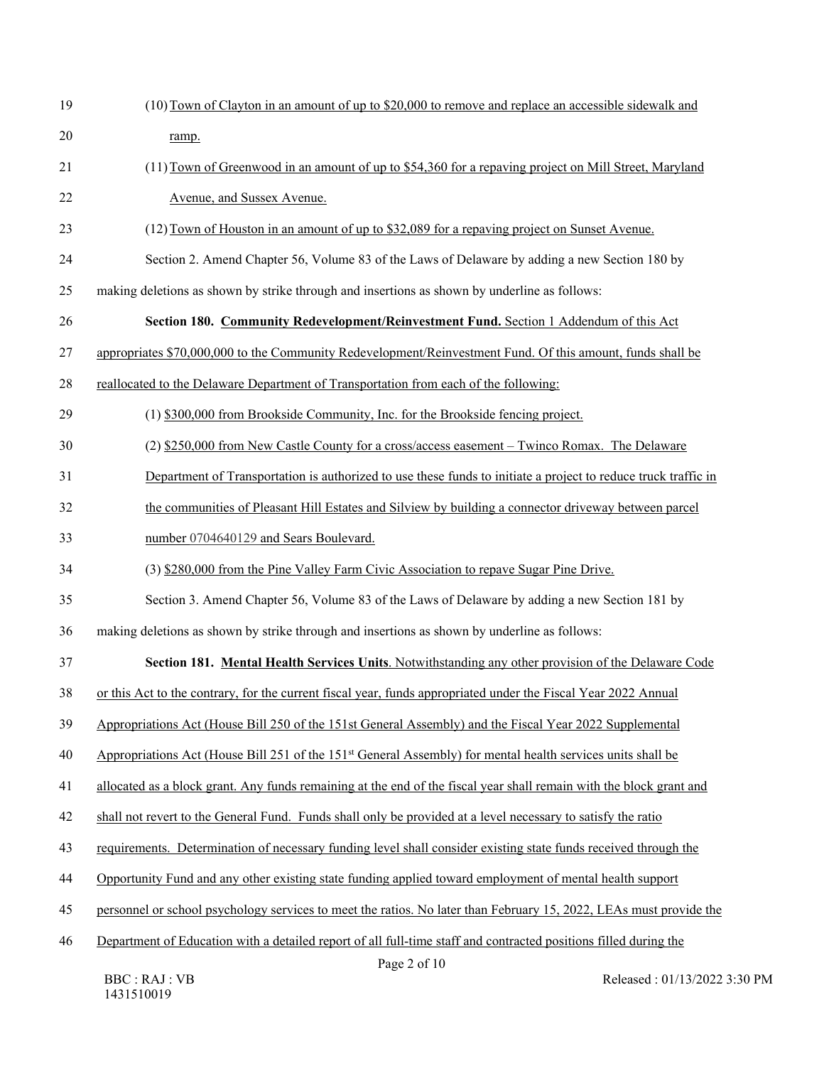(10) Town of Clayton in an amount of up to $20,000 to remove and replace an accessible sidewalk and ramp.

(11) Town of Greenwood in an amount of up to $54,360 for a repaving project on Mill Street, Maryland Avenue, and Sussex Avenue.

(12) Town of Houston in an amount of up to $32,089 for a repaving project on Sunset Avenue.

Section 2. Amend Chapter 56, Volume 83 of the Laws of Delaware by adding a new Section 180 by making deletions as shown by strike through and insertions as shown by underline as follows:

**Section 180. Community Redevelopment/Reinvestment Fund.** Section 1 Addendum of this Act appropriates $70,000,000 to the Community Redevelopment/Reinvestment Fund. Of this amount, funds shall be reallocated to the Delaware Department of Transportation from each of the following:

(1) $300,000 from Brookside Community, Inc. for the Brookside fencing project.

(2) $250,000 from New Castle County for a cross/access easement – Twinco Romax. The Delaware Department of Transportation is authorized to use these funds to initiate a project to reduce truck traffic in the communities of Pleasant Hill Estates and Silview by building a connector driveway between parcel number 0704640129 and Sears Boulevard.

(3) $280,000 from the Pine Valley Farm Civic Association to repave Sugar Pine Drive.

Section 3. Amend Chapter 56, Volume 83 of the Laws of Delaware by adding a new Section 181 by making deletions as shown by strike through and insertions as shown by underline as follows:

**Section 181. Mental Health Services Units**. Notwithstanding any other provision of the Delaware Code or this Act to the contrary, for the current fiscal year, funds appropriated under the Fiscal Year 2022 Annual Appropriations Act (House Bill 250 of the 151st General Assembly) and the Fiscal Year 2022 Supplemental Appropriations Act (House Bill 251 of the 151st General Assembly) for mental health services units shall be allocated as a block grant. Any funds remaining at the end of the fiscal year shall remain with the block grant and shall not revert to the General Fund. Funds shall only be provided at a level necessary to satisfy the ratio requirements. Determination of necessary funding level shall consider existing state funds received through the Opportunity Fund and any other existing state funding applied toward employment of mental health support personnel or school psychology services to meet the ratios. No later than February 15, 2022, LEAs must provide the Department of Education with a detailed report of all full-time staff and contracted positions filled during the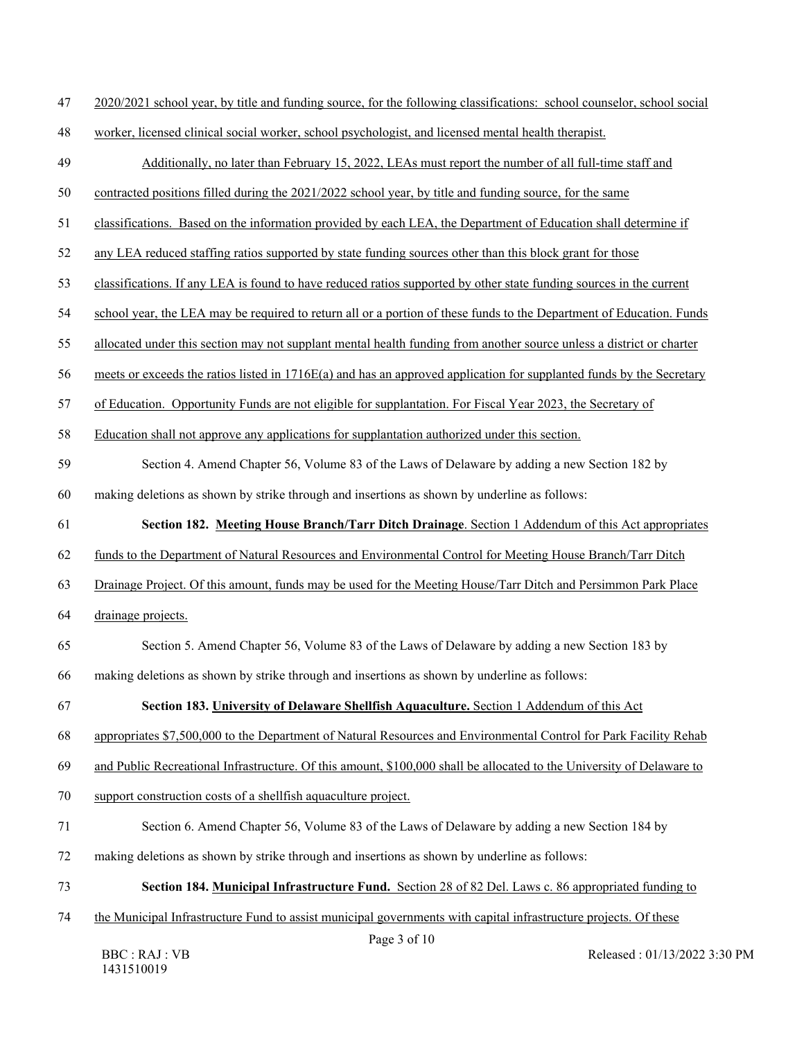2020/2021 school year, by title and funding source, for the following classifications: school counselor, school social worker, licensed clinical social worker, school psychologist, and licensed mental health therapist.

Additionally, no later than February 15, 2022, LEAs must report the number of all full-time staff and contracted positions filled during the 2021/2022 school year, by title and funding source, for the same classifications. Based on the information provided by each LEA, the Department of Education shall determine if any LEA reduced staffing ratios supported by state funding sources other than this block grant for those classifications. If any LEA is found to have reduced ratios supported by other state funding sources in the current school year, the LEA may be required to return all or a portion of these funds to the Department of Education. Funds allocated under this section may not supplant mental health funding from another source unless a district or charter meets or exceeds the ratios listed in 1716E(a) and has an approved application for supplanted funds by the Secretary of Education. Opportunity Funds are not eligible for supplantation. For Fiscal Year 2023, the Secretary of Education shall not approve any applications for supplantation authorized under this section.

Section 4. Amend Chapter 56, Volume 83 of the Laws of Delaware by adding a new Section 182 by making deletions as shown by strike through and insertions as shown by underline as follows:

**Section 182. Meeting House Branch/Tarr Ditch Drainage**. Section 1 Addendum of this Act appropriates funds to the Department of Natural Resources and Environmental Control for Meeting House Branch/Tarr Ditch Drainage Project. Of this amount, funds may be used for the Meeting House/Tarr Ditch and Persimmon Park Place drainage projects.

Section 5. Amend Chapter 56, Volume 83 of the Laws of Delaware by adding a new Section 183 by making deletions as shown by strike through and insertions as shown by underline as follows:

**Section 183. University of Delaware Shellfish Aquaculture.** Section 1 Addendum of this Act appropriates $7,500,000 to the Department of Natural Resources and Environmental Control for Park Facility Rehab and Public Recreational Infrastructure. Of this amount, $100,000 shall be allocated to the University of Delaware to support construction costs of a shellfish aquaculture project.

Section 6. Amend Chapter 56, Volume 83 of the Laws of Delaware by adding a new Section 184 by making deletions as shown by strike through and insertions as shown by underline as follows:

**Section 184. Municipal Infrastructure Fund.** Section 28 of 82 Del. Laws c. 86 appropriated funding to the Municipal Infrastructure Fund to assist municipal governments with capital infrastructure projects. Of these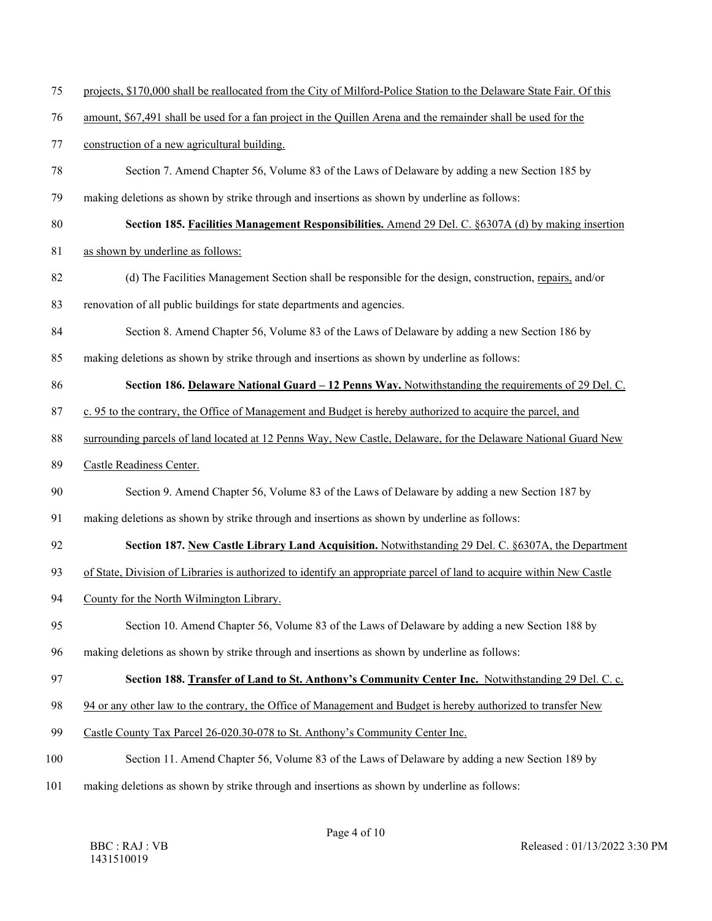75 projects, $170,000 shall be reallocated from the City of Milford-Police Station to the Delaware State Fair. Of this

76 amount, $67,491 shall be used for a fan project in the Quillen Arena and the remainder shall be used for the

77 construction of a new agricultural building.

78 Section 7. Amend Chapter 56, Volume 83 of the Laws of Delaware by adding a new Section 185 by

79 making deletions as shown by strike through and insertions as shown by underline as follows:

80 **Section 185. Facilities Management Responsibilities.** Amend 29 Del. C. §6307A (d) by making insertion

81 as shown by underline as follows:

82 (d) The Facilities Management Section shall be responsible for the design, construction, repairs, and/or

83 renovation of all public buildings for state departments and agencies.

84 Section 8. Amend Chapter 56, Volume 83 of the Laws of Delaware by adding a new Section 186 by

85 making deletions as shown by strike through and insertions as shown by underline as follows:

86 **Section 186. Delaware National Guard – 12 Penns Way.** Notwithstanding the requirements of 29 Del. C.

87 c. 95 to the contrary, the Office of Management and Budget is hereby authorized to acquire the parcel, and

88 surrounding parcels of land located at 12 Penns Way, New Castle, Delaware, for the Delaware National Guard New

89 Castle Readiness Center.

90 Section 9. Amend Chapter 56, Volume 83 of the Laws of Delaware by adding a new Section 187 by

91 making deletions as shown by strike through and insertions as shown by underline as follows:

92 **Section 187. New Castle Library Land Acquisition.** Notwithstanding 29 Del. C. §6307A, the Department

93 of State, Division of Libraries is authorized to identify an appropriate parcel of land to acquire within New Castle

94 County for the North Wilmington Library.

95 Section 10. Amend Chapter 56, Volume 83 of the Laws of Delaware by adding a new Section 188 by

96 making deletions as shown by strike through and insertions as shown by underline as follows:

97 **Section 188. Transfer of Land to St. Anthony's Community Center Inc.** Notwithstanding 29 Del. C. c.

98 94 or any other law to the contrary, the Office of Management and Budget is hereby authorized to transfer New

99 Castle County Tax Parcel 26-020.30-078 to St. Anthony's Community Center Inc.

100 Section 11. Amend Chapter 56, Volume 83 of the Laws of Delaware by adding a new Section 189 by

101 making deletions as shown by strike through and insertions as shown by underline as follows:

BBC : RAJ : VB
1431510019

Released : 01/13/2022 3:30 PM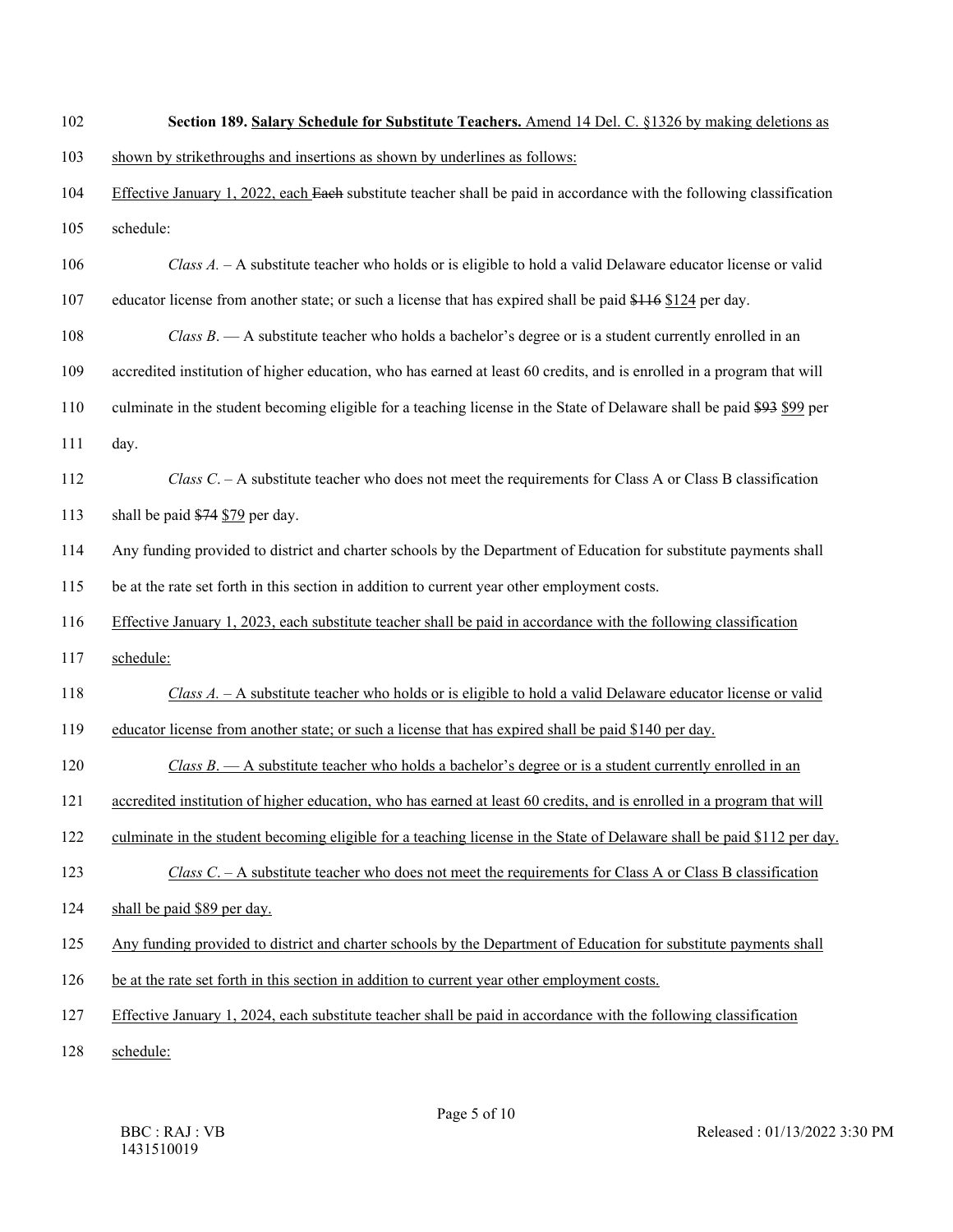**Section 189.** <u>**Salary Schedule for Substitute Teachers.**</u> Amend 14 Del. C. §1326 by making deletions as <u>shown by strikethroughs and insertions as shown by underlines as follows:</u>

<u>Effective January 1, 2022, each</u> ~~Each~~ substitute teacher shall be paid in accordance with the following classification schedule:

*Class A.* – A substitute teacher who holds or is eligible to hold a valid Delaware educator license or valid educator license from another state; or such a license that has expired shall be paid ~~$116~~ <u>$124</u> per day.

*Class B*. — A substitute teacher who holds a bachelor's degree or is a student currently enrolled in an accredited institution of higher education, who has earned at least 60 credits, and is enrolled in a program that will culminate in the student becoming eligible for a teaching license in the State of Delaware shall be paid ~~$93~~ <u>$99</u> per day.

*Class C*. – A substitute teacher who does not meet the requirements for Class A or Class B classification shall be paid ~~$74~~ <u>$79</u> per day.

Any funding provided to district and charter schools by the Department of Education for substitute payments shall be at the rate set forth in this section in addition to current year other employment costs.

<u>Effective January 1, 2023, each substitute teacher shall be paid in accordance with the following classification schedule:</u>

<u>*Class A.* – A substitute teacher who holds or is eligible to hold a valid Delaware educator license or valid educator license from another state; or such a license that has expired shall be paid $140 per day.</u>

<u>*Class B*. — A substitute teacher who holds a bachelor's degree or is a student currently enrolled in an accredited institution of higher education, who has earned at least 60 credits, and is enrolled in a program that will culminate in the student becoming eligible for a teaching license in the State of Delaware shall be paid $112 per day.</u>

<u>*Class C*. – A substitute teacher who does not meet the requirements for Class A or Class B classification shall be paid $89 per day.</u>

<u>Any funding provided to district and charter schools by the Department of Education for substitute payments shall be at the rate set forth in this section in addition to current year other employment costs.</u>

<u>Effective January 1, 2024, each substitute teacher shall be paid in accordance with the following classification schedule:</u>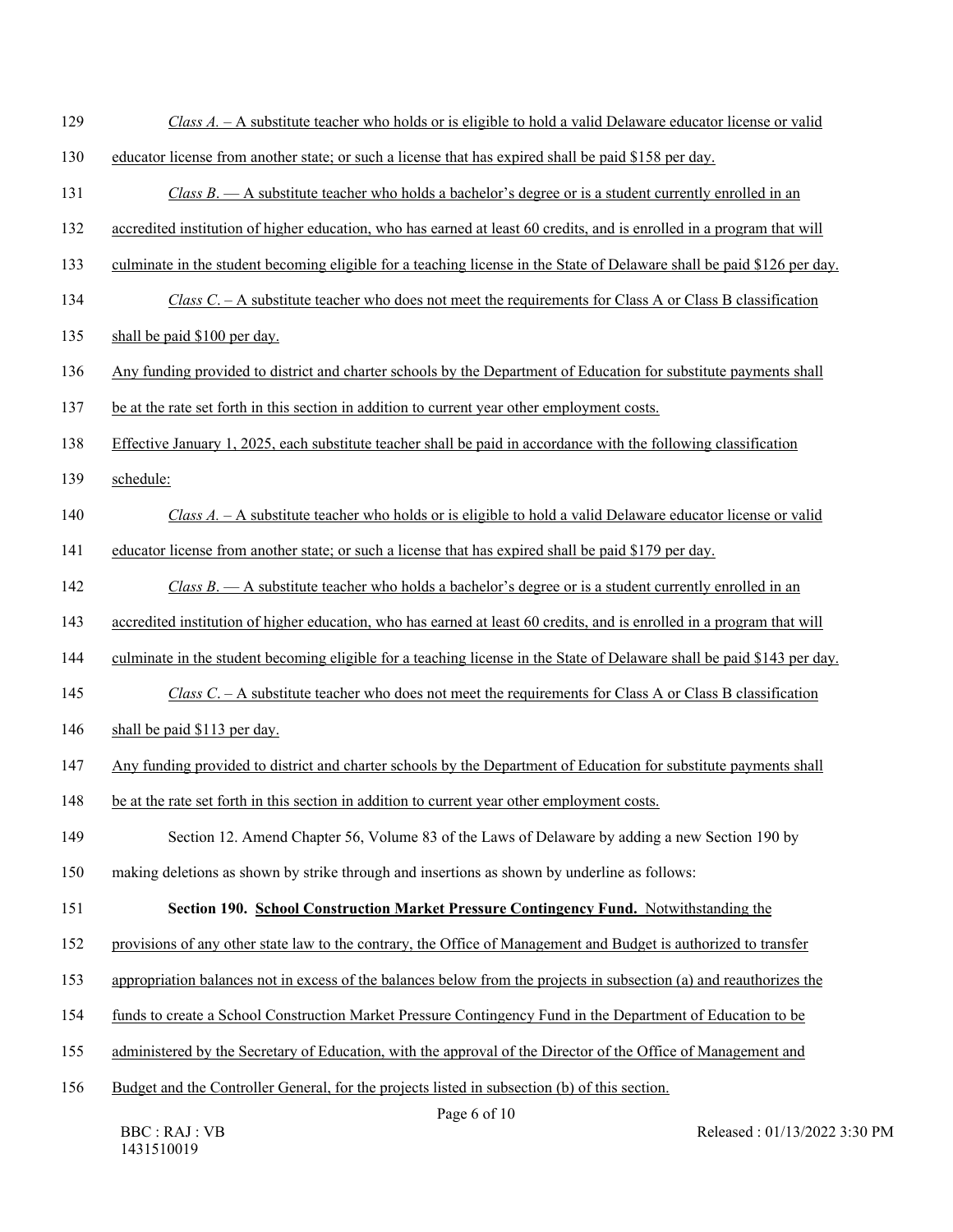*Class A.* – A substitute teacher who holds or is eligible to hold a valid Delaware educator license or valid educator license from another state; or such a license that has expired shall be paid $158 per day.

*Class B.* — A substitute teacher who holds a bachelor's degree or is a student currently enrolled in an accredited institution of higher education, who has earned at least 60 credits, and is enrolled in a program that will culminate in the student becoming eligible for a teaching license in the State of Delaware shall be paid $126 per day.

*Class C.* – A substitute teacher who does not meet the requirements for Class A or Class B classification shall be paid $100 per day.

Any funding provided to district and charter schools by the Department of Education for substitute payments shall be at the rate set forth in this section in addition to current year other employment costs.

Effective January 1, 2025, each substitute teacher shall be paid in accordance with the following classification schedule:

*Class A.* – A substitute teacher who holds or is eligible to hold a valid Delaware educator license or valid educator license from another state; or such a license that has expired shall be paid $179 per day.

*Class B.* — A substitute teacher who holds a bachelor's degree or is a student currently enrolled in an accredited institution of higher education, who has earned at least 60 credits, and is enrolled in a program that will culminate in the student becoming eligible for a teaching license in the State of Delaware shall be paid $143 per day.

*Class C.* – A substitute teacher who does not meet the requirements for Class A or Class B classification shall be paid $113 per day.

Any funding provided to district and charter schools by the Department of Education for substitute payments shall be at the rate set forth in this section in addition to current year other employment costs.

Section 12. Amend Chapter 56, Volume 83 of the Laws of Delaware by adding a new Section 190 by making deletions as shown by strike through and insertions as shown by underline as follows:

**Section 190. School Construction Market Pressure Contingency Fund.** Notwithstanding the provisions of any other state law to the contrary, the Office of Management and Budget is authorized to transfer appropriation balances not in excess of the balances below from the projects in subsection (a) and reauthorizes the funds to create a School Construction Market Pressure Contingency Fund in the Department of Education to be administered by the Secretary of Education, with the approval of the Director of the Office of Management and Budget and the Controller General, for the projects listed in subsection (b) of this section.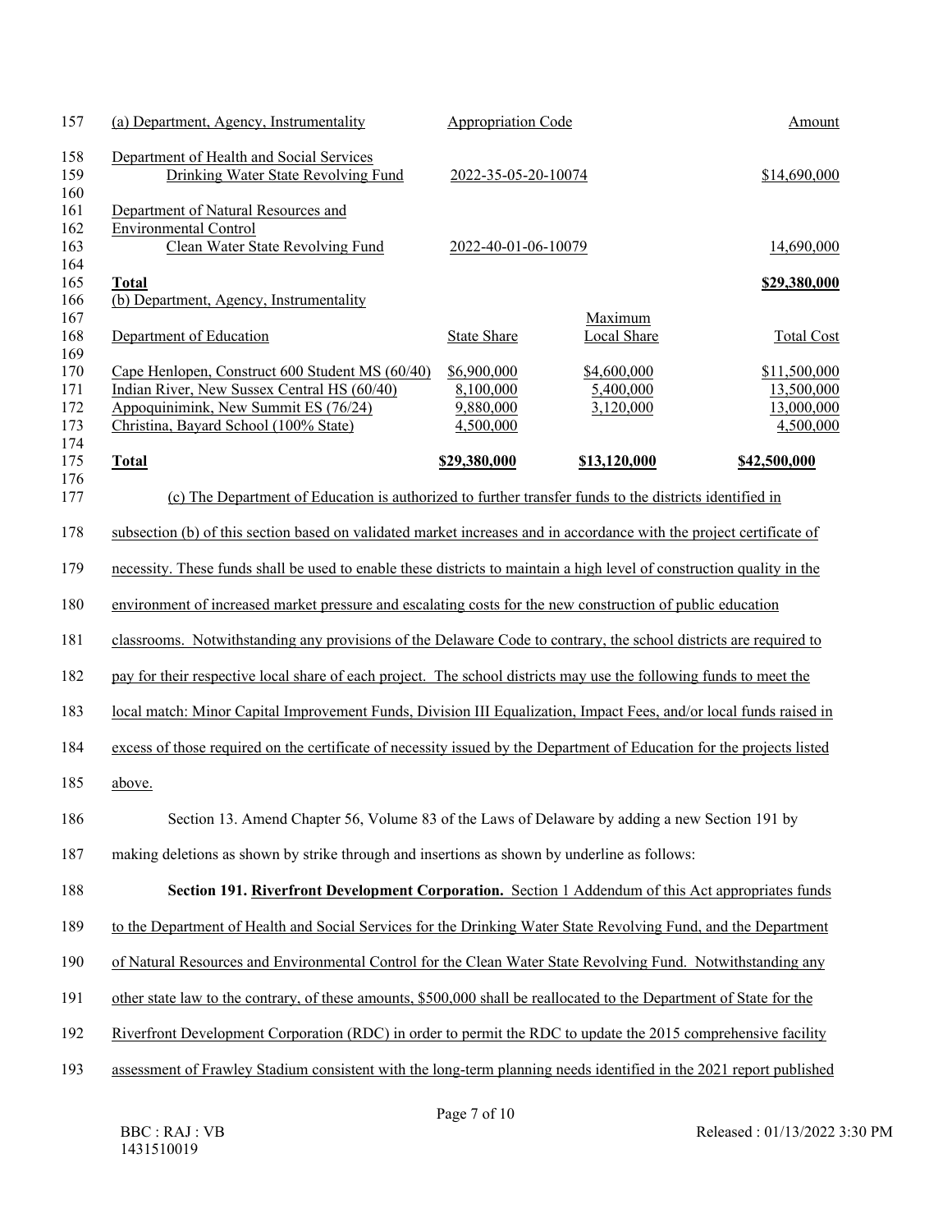| (a) Department, Agency, Instrumentality | Appropriation Code | Amount |
|---|---|---|
| Department of Health and Social Services | | |
| Drinking Water State Revolving Fund | 2022-35-05-20-10074 | $14,690,000 |
| Department of Natural Resources and Environmental Control | | |
| Clean Water State Revolving Fund | 2022-40-01-06-10079 | 14,690,000 |
| **Total** | | **$29,380,000** |

| (b) Department, Agency, Instrumentality Department of Education | State Share | Maximum Local Share | Total Cost |
|---|---|---|---|
| Cape Henlopen, Construct 600 Student MS (60/40) | $6,900,000 | $4,600,000 | $11,500,000 |
| Indian River, New Sussex Central HS (60/40) | 8,100,000 | 5,400,000 | 13,500,000 |
| Appoquinimink, New Summit ES (76/24) | 9,880,000 | 3,120,000 | 13,000,000 |
| Christina, Bayard School (100% State) | 4,500,000 | | 4,500,000 |
| **Total** | **$29,380,000** | **$13,120,000** | **$42,500,000** |

(c) The Department of Education is authorized to further transfer funds to the districts identified in subsection (b) of this section based on validated market increases and in accordance with the project certificate of necessity. These funds shall be used to enable these districts to maintain a high level of construction quality in the environment of increased market pressure and escalating costs for the new construction of public education classrooms. Notwithstanding any provisions of the Delaware Code to contrary, the school districts are required to pay for their respective local share of each project. The school districts may use the following funds to meet the local match: Minor Capital Improvement Funds, Division III Equalization, Impact Fees, and/or local funds raised in excess of those required on the certificate of necessity issued by the Department of Education for the projects listed above.

Section 13. Amend Chapter 56, Volume 83 of the Laws of Delaware by adding a new Section 191 by making deletions as shown by strike through and insertions as shown by underline as follows:

**Section 191. Riverfront Development Corporation.** Section 1 Addendum of this Act appropriates funds to the Department of Health and Social Services for the Drinking Water State Revolving Fund, and the Department of Natural Resources and Environmental Control for the Clean Water State Revolving Fund. Notwithstanding any other state law to the contrary, of these amounts, $500,000 shall be reallocated to the Department of State for the Riverfront Development Corporation (RDC) in order to permit the RDC to update the 2015 comprehensive facility assessment of Frawley Stadium consistent with the long-term planning needs identified in the 2021 report published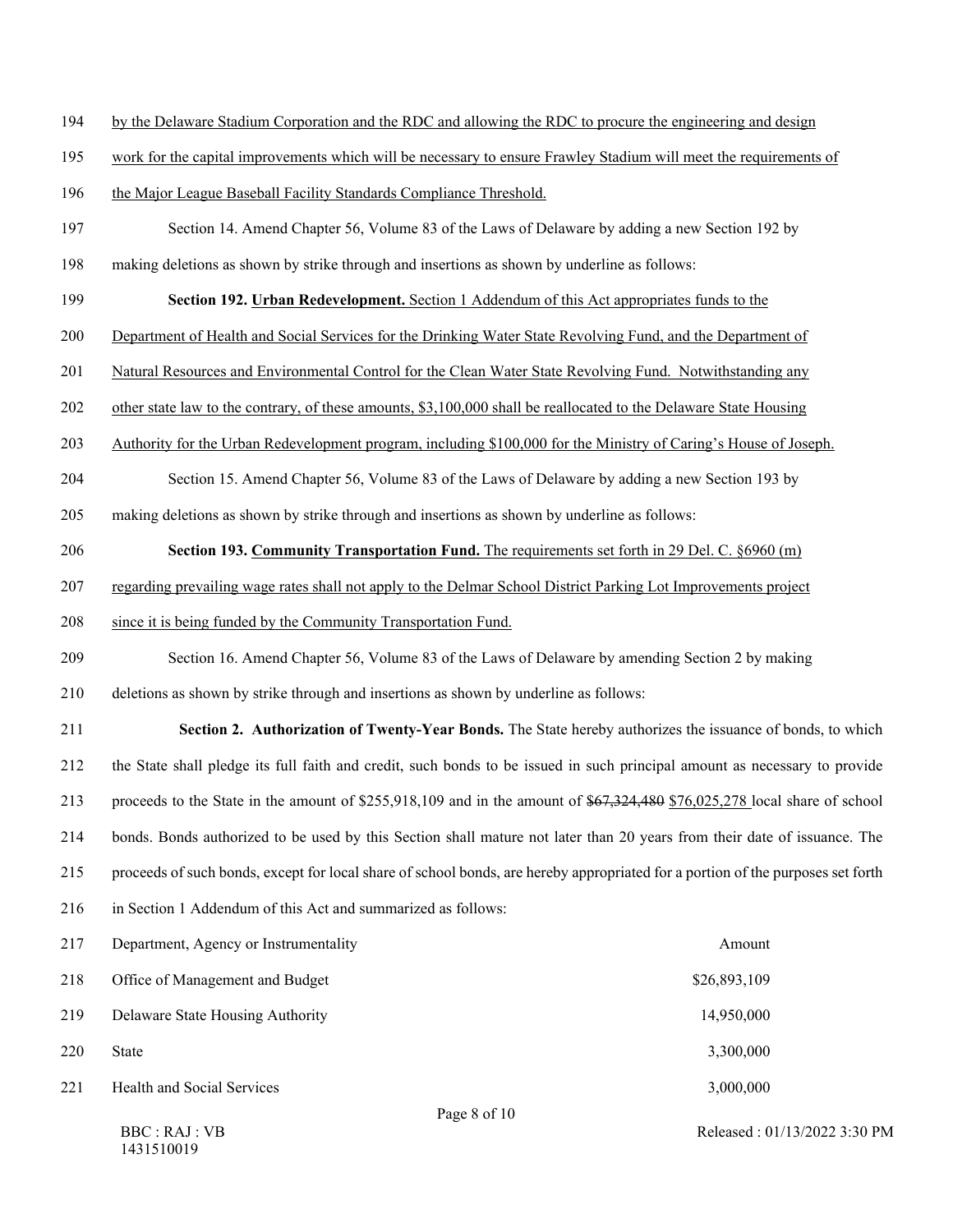by the Delaware Stadium Corporation and the RDC and allowing the RDC to procure the engineering and design work for the capital improvements which will be necessary to ensure Frawley Stadium will meet the requirements of the Major League Baseball Facility Standards Compliance Threshold.

Section 14. Amend Chapter 56, Volume 83 of the Laws of Delaware by adding a new Section 192 by making deletions as shown by strike through and insertions as shown by underline as follows:

**Section 192. Urban Redevelopment.** Section 1 Addendum of this Act appropriates funds to the Department of Health and Social Services for the Drinking Water State Revolving Fund, and the Department of Natural Resources and Environmental Control for the Clean Water State Revolving Fund. Notwithstanding any other state law to the contrary, of these amounts, $3,100,000 shall be reallocated to the Delaware State Housing Authority for the Urban Redevelopment program, including $100,000 for the Ministry of Caring's House of Joseph.

Section 15. Amend Chapter 56, Volume 83 of the Laws of Delaware by adding a new Section 193 by making deletions as shown by strike through and insertions as shown by underline as follows:

**Section 193. Community Transportation Fund.** The requirements set forth in 29 Del. C. §6960 (m) regarding prevailing wage rates shall not apply to the Delmar School District Parking Lot Improvements project since it is being funded by the Community Transportation Fund.

Section 16. Amend Chapter 56, Volume 83 of the Laws of Delaware by amending Section 2 by making deletions as shown by strike through and insertions as shown by underline as follows:

**Section 2. Authorization of Twenty-Year Bonds.** The State hereby authorizes the issuance of bonds, to which the State shall pledge its full faith and credit, such bonds to be issued in such principal amount as necessary to provide proceeds to the State in the amount of $255,918,109 and in the amount of ~~$67,324,480~~ $76,025,278 local share of school bonds. Bonds authorized to be used by this Section shall mature not later than 20 years from their date of issuance. The proceeds of such bonds, except for local share of school bonds, are hereby appropriated for a portion of the purposes set forth in Section 1 Addendum of this Act and summarized as follows:

| Department, Agency or Instrumentality | Amount |
|---|---|
| Office of Management and Budget | $26,893,109 |
| Delaware State Housing Authority | 14,950,000 |
| State | 3,300,000 |
| Health and Social Services | 3,000,000 |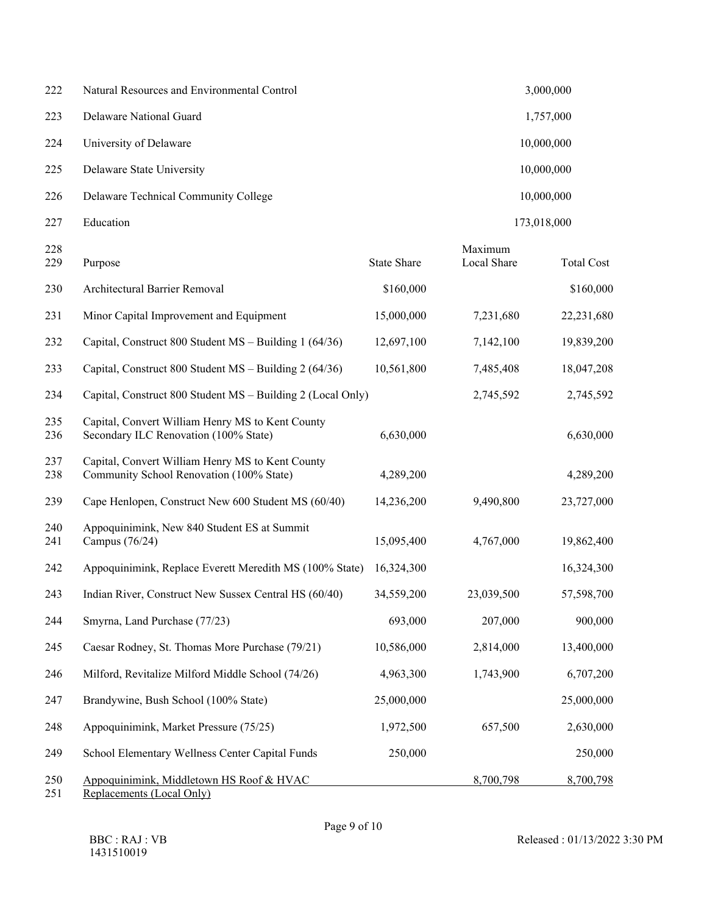| Line | Item | | | Amount |
|---|---|---|---|---|
| 222 | Natural Resources and Environmental Control | | | 3,000,000 |
| 223 | Delaware National Guard | | | 1,757,000 |
| 224 | University of Delaware | | | 10,000,000 |
| 225 | Delaware State University | | | 10,000,000 |
| 226 | Delaware Technical Community College | | | 10,000,000 |
| 227 | Education | | | 173,018,000 |

| Line | Purpose | State Share | Maximum Local Share | Total Cost |
|---|---|---|---|---|
| 230 | Architectural Barrier Removal | $160,000 | | $160,000 |
| 231 | Minor Capital Improvement and Equipment | 15,000,000 | 7,231,680 | 22,231,680 |
| 232 | Capital, Construct 800 Student MS – Building 1 (64/36) | 12,697,100 | 7,142,100 | 19,839,200 |
| 233 | Capital, Construct 800 Student MS – Building 2 (64/36) | 10,561,800 | 7,485,408 | 18,047,208 |
| 234 | Capital, Construct 800 Student MS – Building 2 (Local Only) | | 2,745,592 | 2,745,592 |
| 235–236 | Capital, Convert William Henry MS to Kent County Secondary ILC Renovation (100% State) | 6,630,000 | | 6,630,000 |
| 237–238 | Capital, Convert William Henry MS to Kent County Community School Renovation (100% State) | 4,289,200 | | 4,289,200 |
| 239 | Cape Henlopen, Construct New 600 Student MS (60/40) | 14,236,200 | 9,490,800 | 23,727,000 |
| 240–241 | Appoquinimink, New 840 Student ES at Summit Campus (76/24) | 15,095,400 | 4,767,000 | 19,862,400 |
| 242 | Appoquinimink, Replace Everett Meredith MS (100% State) | 16,324,300 | | 16,324,300 |
| 243 | Indian River, Construct New Sussex Central HS (60/40) | 34,559,200 | 23,039,500 | 57,598,700 |
| 244 | Smyrna, Land Purchase (77/23) | 693,000 | 207,000 | 900,000 |
| 245 | Caesar Rodney, St. Thomas More Purchase (79/21) | 10,586,000 | 2,814,000 | 13,400,000 |
| 246 | Milford, Revitalize Milford Middle School (74/26) | 4,963,300 | 1,743,900 | 6,707,200 |
| 247 | Brandywine, Bush School (100% State) | 25,000,000 | | 25,000,000 |
| 248 | Appoquinimink, Market Pressure (75/25) | 1,972,500 | 657,500 | 2,630,000 |
| 249 | School Elementary Wellness Center Capital Funds | 250,000 | | 250,000 |
| 250–251 | <u>Appoquinimink, Middletown HS Roof & HVAC Replacements (Local Only)</u> | | <u>8,700,798</u> | <u>8,700,798</u> |

BBC : RAJ : VB
1431510019

Released : 01/13/2022 3:30 PM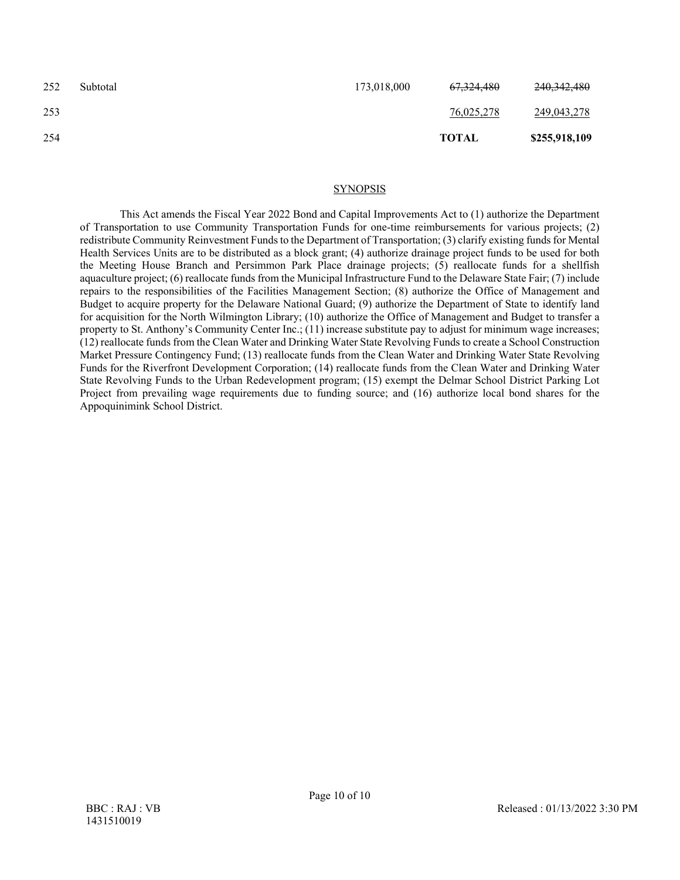| | | | | |
|---|---|---|---|---|
| 252 | Subtotal | 173,018,000 | ~~67,324,480~~ | ~~240,342,480~~ |
| 253 | | | 76,025,278 | 249,043,278 |
| 254 | | | **TOTAL** | **$255,918,109** |

## SYNOPSIS

This Act amends the Fiscal Year 2022 Bond and Capital Improvements Act to (1) authorize the Department of Transportation to use Community Transportation Funds for one-time reimbursements for various projects; (2) redistribute Community Reinvestment Funds to the Department of Transportation; (3) clarify existing funds for Mental Health Services Units are to be distributed as a block grant; (4) authorize drainage project funds to be used for both the Meeting House Branch and Persimmon Park Place drainage projects; (5) reallocate funds for a shellfish aquaculture project; (6) reallocate funds from the Municipal Infrastructure Fund to the Delaware State Fair; (7) include repairs to the responsibilities of the Facilities Management Section; (8) authorize the Office of Management and Budget to acquire property for the Delaware National Guard; (9) authorize the Department of State to identify land for acquisition for the North Wilmington Library; (10) authorize the Office of Management and Budget to transfer a property to St. Anthony's Community Center Inc.; (11) increase substitute pay to adjust for minimum wage increases; (12) reallocate funds from the Clean Water and Drinking Water State Revolving Funds to create a School Construction Market Pressure Contingency Fund; (13) reallocate funds from the Clean Water and Drinking Water State Revolving Funds for the Riverfront Development Corporation; (14) reallocate funds from the Clean Water and Drinking Water State Revolving Funds to the Urban Redevelopment program; (15) exempt the Delmar School District Parking Lot Project from prevailing wage requirements due to funding source; and (16) authorize local bond shares for the Appoquinimink School District.

BBC : RAJ : VB
1431510019

Released : 01/13/2022 3:30 PM